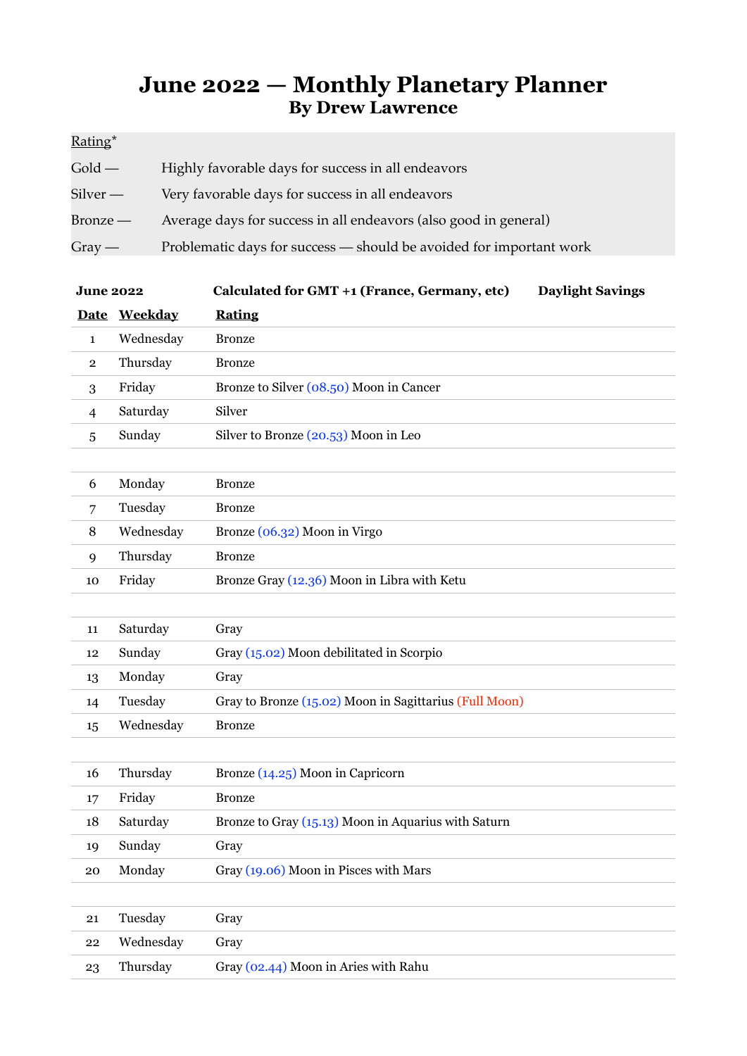# June 2022 — Monthly Planetary Planner

## By Drew Lawrence

Rating*

Gold — Highly favorable days for success in all endeavors

Silver — Very favorable days for success in all endeavors

Bronze — Average days for success in all endeavors (also good in general)

Gray — Problematic days for success — should be avoided for important work

**June 2022** **Calculated for GMT +1 (France, Germany, etc)** **Daylight Savings**

| Date | Weekday | Rating |
|---|---|---|
| 1 | Wednesday | Bronze |
| 2 | Thursday | Bronze |
| 3 | Friday | Bronze to Silver (08.50) Moon in Cancer |
| 4 | Saturday | Silver |
| 5 | Sunday | Silver to Bronze (20.53) Moon in Leo |
| 6 | Monday | Bronze |
| 7 | Tuesday | Bronze |
| 8 | Wednesday | Bronze (06.32) Moon in Virgo |
| 9 | Thursday | Bronze |
| 10 | Friday | Bronze Gray (12.36) Moon in Libra with Ketu |
| 11 | Saturday | Gray |
| 12 | Sunday | Gray (15.02) Moon debilitated in Scorpio |
| 13 | Monday | Gray |
| 14 | Tuesday | Gray to Bronze (15.02) Moon in Sagittarius (Full Moon) |
| 15 | Wednesday | Bronze |
| 16 | Thursday | Bronze (14.25) Moon in Capricorn |
| 17 | Friday | Bronze |
| 18 | Saturday | Bronze to Gray (15.13) Moon in Aquarius with Saturn |
| 19 | Sunday | Gray |
| 20 | Monday | Gray (19.06) Moon in Pisces with Mars |
| 21 | Tuesday | Gray |
| 22 | Wednesday | Gray |
| 23 | Thursday | Gray (02.44) Moon in Aries with Rahu |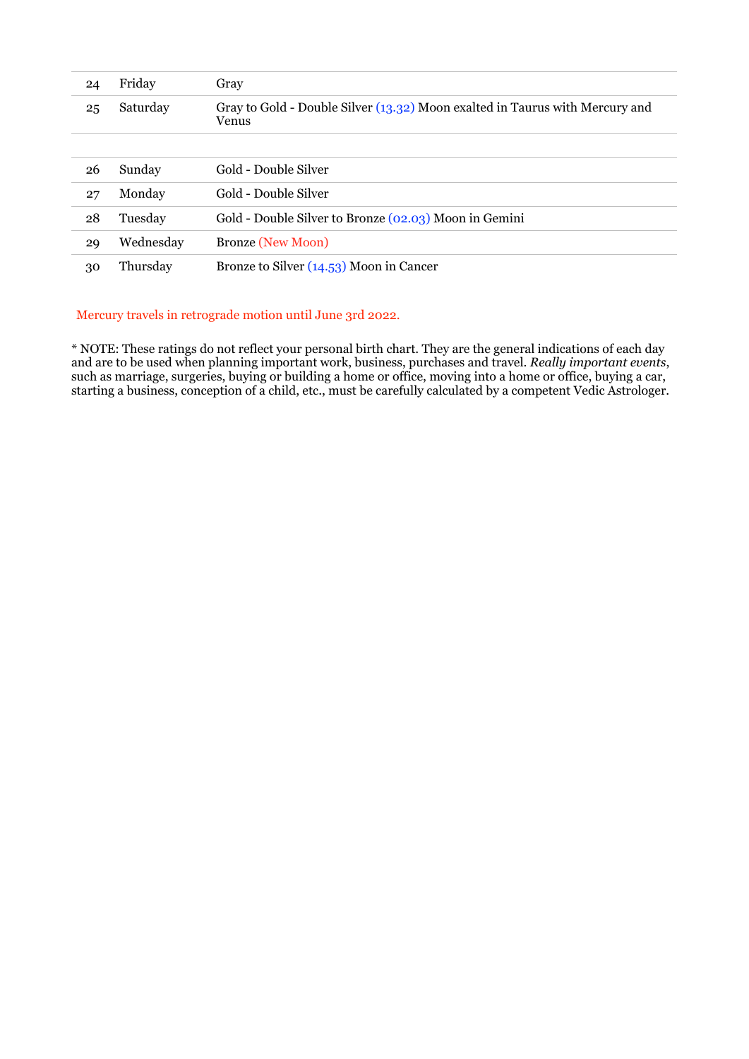| | | |
|---|---|---|
| 24 | Friday | Gray |
| 25 | Saturday | Gray to Gold - Double Silver (13.32) Moon exalted in Taurus with Mercury and Venus |
| | | |
| 26 | Sunday | Gold - Double Silver |
| 27 | Monday | Gold - Double Silver |
| 28 | Tuesday | Gold - Double Silver to Bronze (02.03) Moon in Gemini |
| 29 | Wednesday | Bronze (New Moon) |
| 30 | Thursday | Bronze to Silver (14.53) Moon in Cancer |

Mercury travels in retrograde motion until June 3rd 2022.

* NOTE: These ratings do not reflect your personal birth chart. They are the general indications of each day and are to be used when planning important work, business, purchases and travel. *Really important events*, such as marriage, surgeries, buying or building a home or office, moving into a home or office, buying a car, starting a business, conception of a child, etc., must be carefully calculated by a competent Vedic Astrologer.